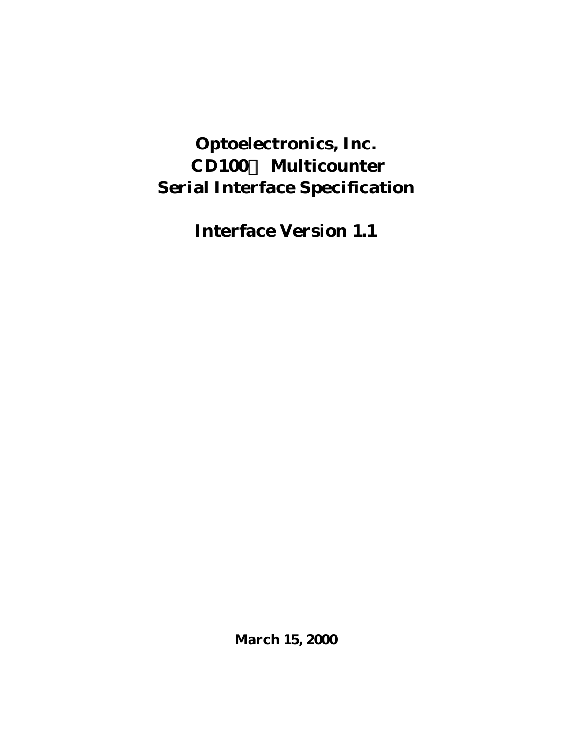# Optoelectronics, Inc.
# CD100™ Multicounter
# Serial Interface Specification

## Interface Version 1.1

**March 15, 2000**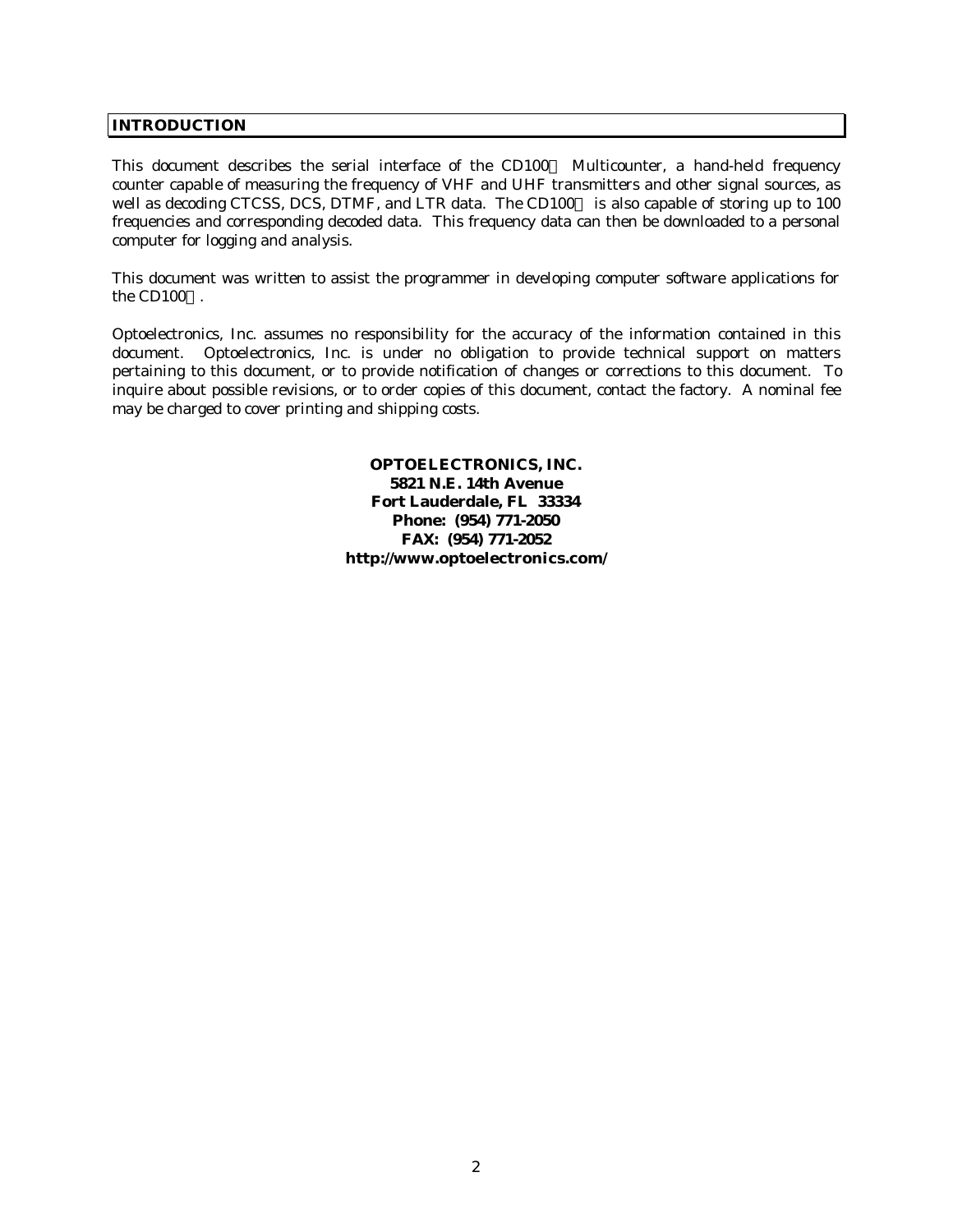## INTRODUCTION

This document describes the serial interface of the CD100 Multicounter, a hand-held frequency counter capable of measuring the frequency of VHF and UHF transmitters and other signal sources, as well as decoding CTCSS, DCS, DTMF, and LTR data. The CD100 is also capable of storing up to 100 frequencies and corresponding decoded data. This frequency data can then be downloaded to a personal computer for logging and analysis.

This document was written to assist the programmer in developing computer software applications for the CD100.

Optoelectronics, Inc. assumes no responsibility for the accuracy of the information contained in this document. Optoelectronics, Inc. is under no obligation to provide technical support on matters pertaining to this document, or to provide notification of changes or corrections to this document. To inquire about possible revisions, or to order copies of this document, contact the factory. A nominal fee may be charged to cover printing and shipping costs.

**OPTOELECTRONICS, INC.**
**5821 N.E. 14th Avenue**
**Fort Lauderdale, FL 33334**
**Phone: (954) 771-2050**
**FAX: (954) 771-2052**
**http://www.optoelectronics.com/**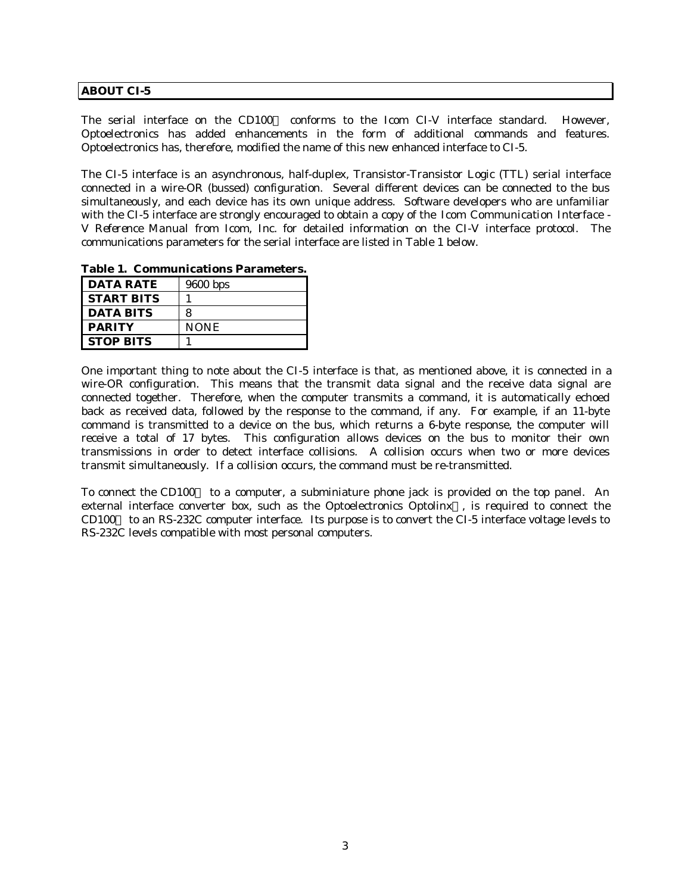## ABOUT CI-5

The serial interface on the CD100 conforms to the Icom CI-V interface standard. However, Optoelectronics has added enhancements in the form of additional commands and features. Optoelectronics has, therefore, modified the name of this new enhanced interface to CI-5.

The CI-5 interface is an asynchronous, half-duplex, Transistor-Transistor Logic (TTL) serial interface connected in a wire-OR (bussed) configuration. Several different devices can be connected to the bus simultaneously, and each device has its own unique address. Software developers who are unfamiliar with the CI-5 interface are strongly encouraged to obtain a copy of the *Icom Communication Interface - V Reference Manual* from Icom, Inc. for detailed information on the CI-V interface protocol. The communications parameters for the serial interface are listed in Table 1 below.

**Table 1. Communications Parameters.**

| | |
|---|---|
| **DATA RATE** | 9600 bps |
| **START BITS** | 1 |
| **DATA BITS** | 8 |
| **PARITY** | NONE |
| **STOP BITS** | 1 |

One important thing to note about the CI-5 interface is that, as mentioned above, it is connected in a wire-OR configuration. This means that the transmit data signal and the receive data signal are connected together. Therefore, when the computer transmits a command, it is automatically echoed back as received data, followed by the response to the command, if any. For example, if an 11-byte command is transmitted to a device on the bus, which returns a 6-byte response, the computer will receive a total of 17 bytes. This configuration allows devices on the bus to monitor their own transmissions in order to detect interface collisions. A collision occurs when two or more devices transmit simultaneously. If a collision occurs, the command must be re-transmitted.

To connect the CD100 to a computer, a subminiature phone jack is provided on the top panel. An external interface converter box, such as the Optoelectronics Optolinx, is required to connect the CD100 to an RS-232C computer interface. Its purpose is to convert the CI-5 interface voltage levels to RS-232C levels compatible with most personal computers.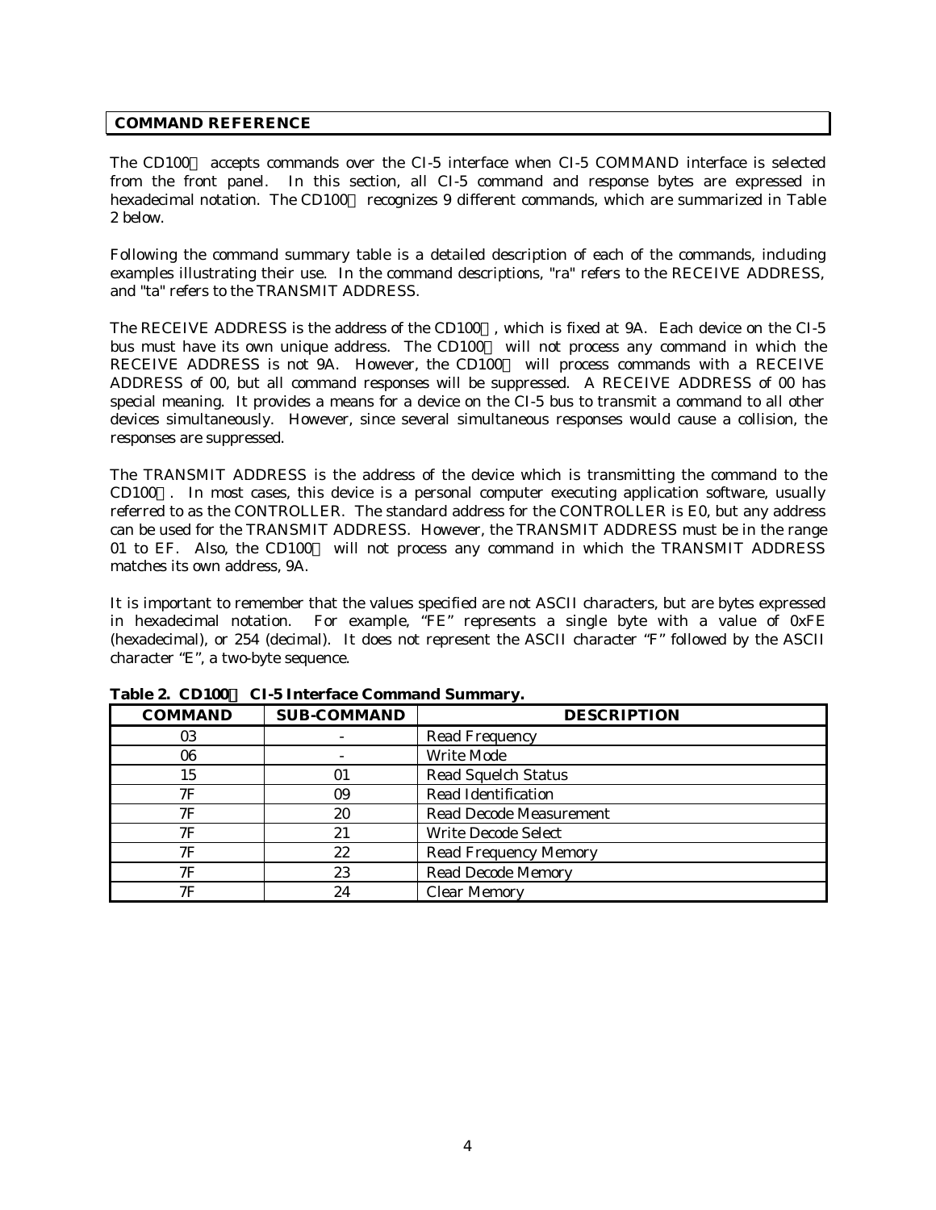## COMMAND REFERENCE

The CD100 accepts commands over the CI-5 interface when CI-5 COMMAND interface is selected from the front panel. In this section, all CI-5 command and response bytes are expressed in hexadecimal notation. The CD100 recognizes 9 different commands, which are summarized in Table 2 below.

Following the command summary table is a detailed description of each of the commands, including examples illustrating their use. In the command descriptions, "ra" refers to the RECEIVE ADDRESS, and "ta" refers to the TRANSMIT ADDRESS.

The RECEIVE ADDRESS is the address of the CD100, which is fixed at 9A. Each device on the CI-5 bus must have its own unique address. The CD100 will not process any command in which the RECEIVE ADDRESS is not 9A. However, the CD100 will process commands with a RECEIVE ADDRESS of 00, but all command responses will be suppressed. A RECEIVE ADDRESS of 00 has special meaning. It provides a means for a device on the CI-5 bus to transmit a command to all other devices simultaneously. However, since several simultaneous responses would cause a collision, the responses are suppressed.

The TRANSMIT ADDRESS is the address of the device which is transmitting the command to the CD100. In most cases, this device is a personal computer executing application software, usually referred to as the CONTROLLER. The standard address for the CONTROLLER is E0, but any address can be used for the TRANSMIT ADDRESS. However, the TRANSMIT ADDRESS must be in the range 01 to EF. Also, the CD100 will not process any command in which the TRANSMIT ADDRESS matches its own address, 9A.

It is important to remember that the values specified are not ASCII characters, but are bytes expressed in hexadecimal notation. For example, "FE" represents a single byte with a value of 0xFE (hexadecimal), or 254 (decimal). It does not represent the ASCII character "F" followed by the ASCII character "E", a two-byte sequence.

**Table 2. CD100 CI-5 Interface Command Summary.**

| COMMAND | SUB-COMMAND | DESCRIPTION |
|---|---|---|
| 03 | - | Read Frequency |
| 06 | - | Write Mode |
| 15 | 01 | Read Squelch Status |
| 7F | 09 | Read Identification |
| 7F | 20 | Read Decode Measurement |
| 7F | 21 | Write Decode Select |
| 7F | 22 | Read Frequency Memory |
| 7F | 23 | Read Decode Memory |
| 7F | 24 | Clear Memory |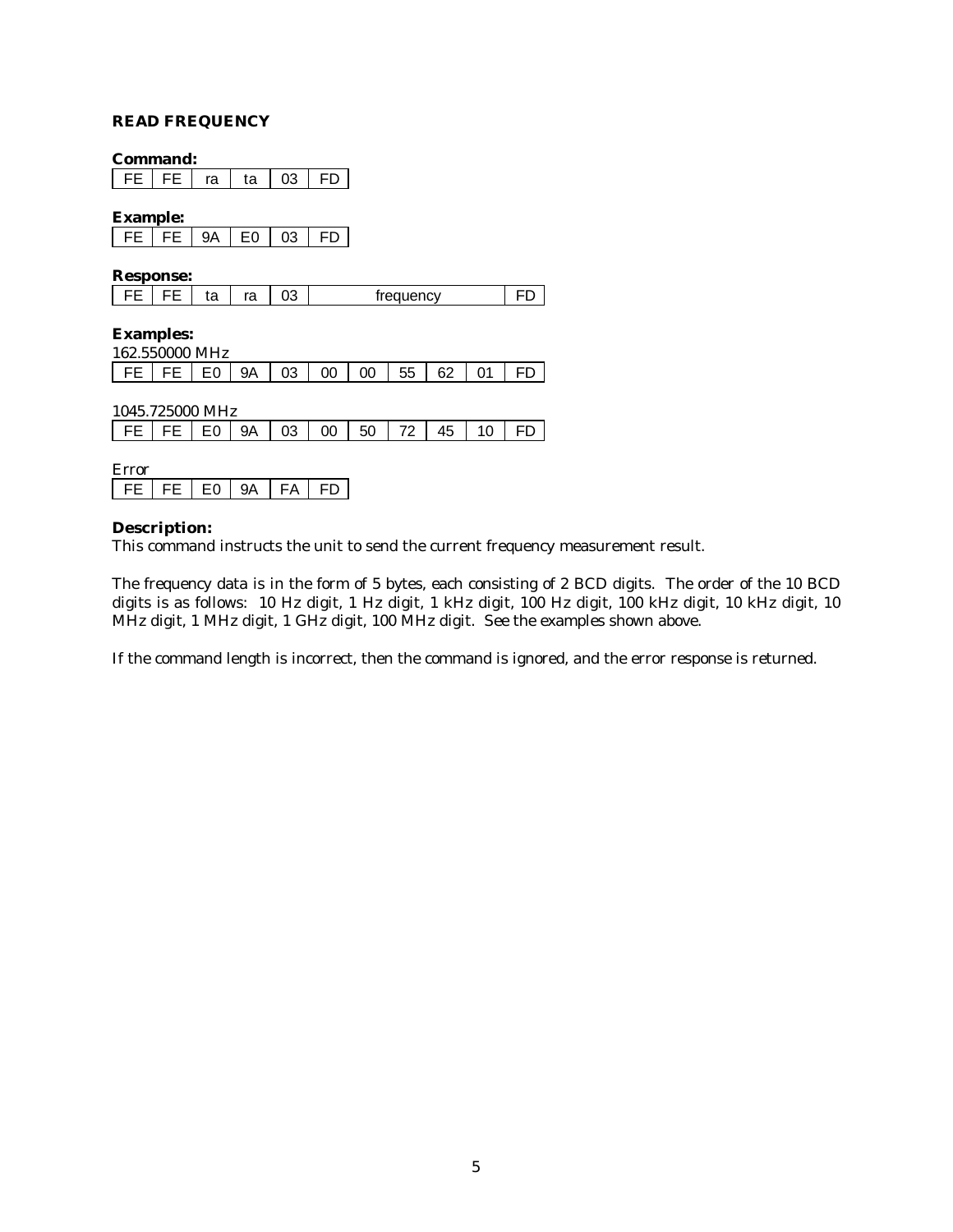### READ FREQUENCY

**Command:**

| FE | FE | ra | ta | 03 | FD |
|---|---|---|---|---|---|

**Example:**

| FE | FE | 9A | E0 | 03 | FD |
|---|---|---|---|---|---|

**Response:**

| FE | FE | ta | ra | 03 | frequency | FD |
|---|---|---|---|---|---|---|

**Examples:**

162.550000 MHz

| FE | FE | E0 | 9A | 03 | 00 | 00 | 55 | 62 | 01 | FD |
|---|---|---|---|---|---|---|---|---|---|---|

1045.725000 MHz

| FE | FE | E0 | 9A | 03 | 00 | 50 | 72 | 45 | 10 | FD |
|---|---|---|---|---|---|---|---|---|---|---|

Error

| FE | FE | E0 | 9A | FA | FD |
|---|---|---|---|---|---|

**Description:**

This command instructs the unit to send the current frequency measurement result.

The frequency data is in the form of 5 bytes, each consisting of 2 BCD digits. The order of the 10 BCD digits is as follows: 10 Hz digit, 1 Hz digit, 1 kHz digit, 100 Hz digit, 100 kHz digit, 10 kHz digit, 10 MHz digit, 1 MHz digit, 1 GHz digit, 100 MHz digit. See the examples shown above.

If the command length is incorrect, then the command is ignored, and the error response is returned.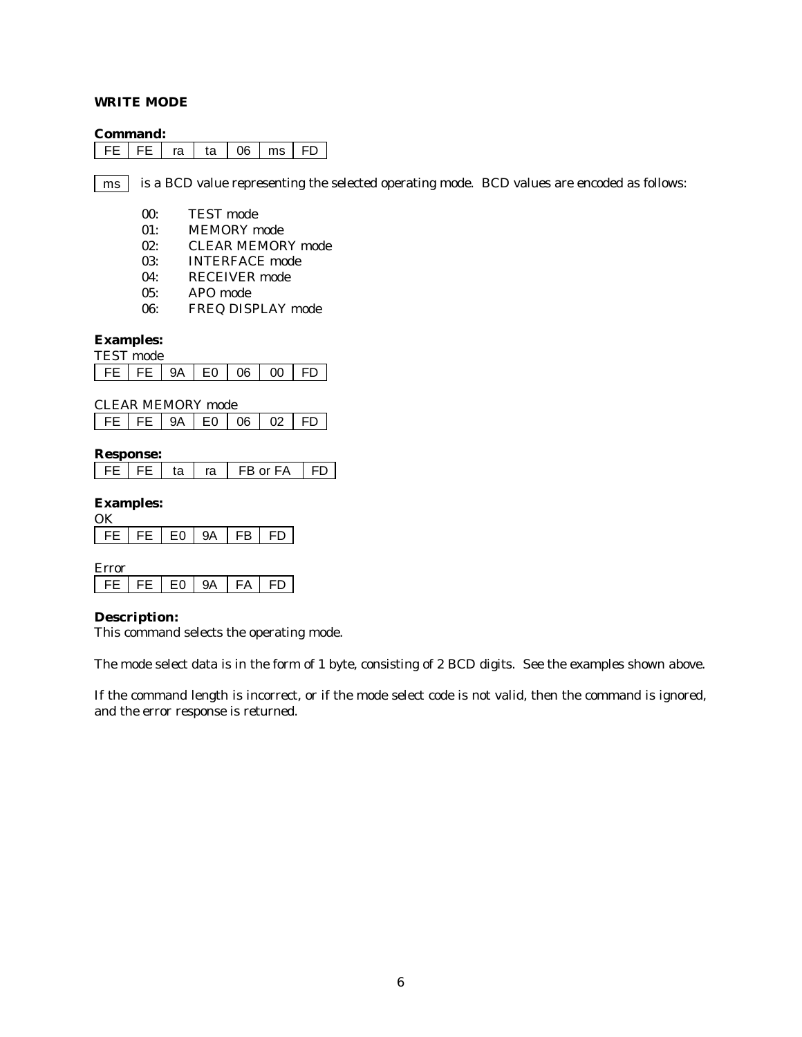## WRITE MODE

**Command:**

| FE | FE | ra | ta | 06 | ms | FD |
|---|---|---|---|---|---|---|

ms is a BCD value representing the selected operating mode. BCD values are encoded as follows:

- 00: TEST mode
- 01: MEMORY mode
- 02: CLEAR MEMORY mode
- 03: INTERFACE mode
- 04: RECEIVER mode
- 05: APO mode
- 06: FREQ DISPLAY mode

**Examples:**

TEST mode

| FE | FE | 9A | E0 | 06 | 00 | FD |
|---|---|---|---|---|---|---|

CLEAR MEMORY mode

| FE | FE | 9A | E0 | 06 | 02 | FD |
|---|---|---|---|---|---|---|

**Response:**

| FE | FE | ta | ra | FB or FA | FD |
|---|---|---|---|---|---|

**Examples:**

OK

| FE | FE | E0 | 9A | FB | FD |
|---|---|---|---|---|---|

Error

| FE | FE | E0 | 9A | FA | FD |
|---|---|---|---|---|---|

**Description:**

This command selects the operating mode.

The mode select data is in the form of 1 byte, consisting of 2 BCD digits. See the examples shown above.

If the command length is incorrect, or if the mode select code is not valid, then the command is ignored, and the error response is returned.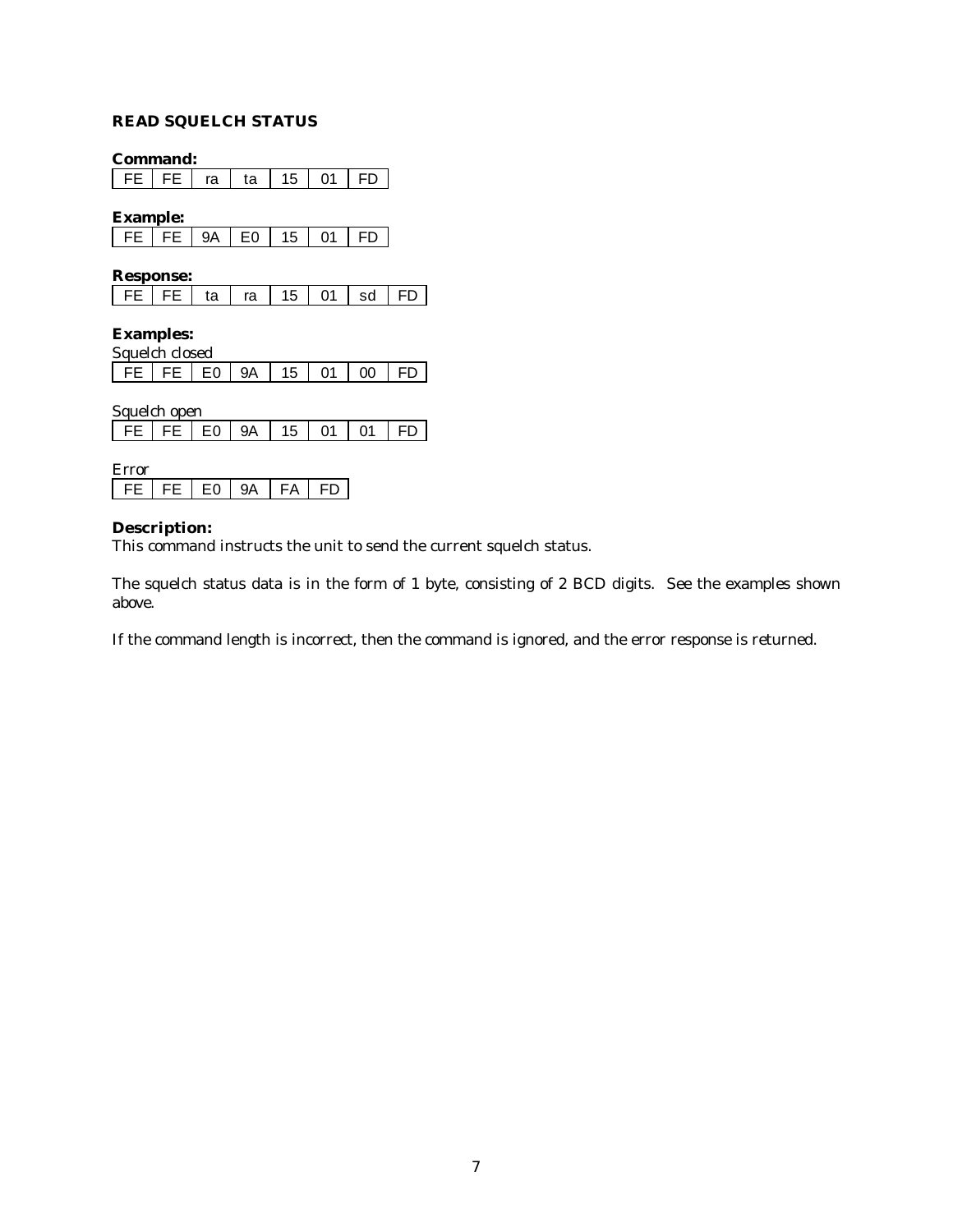### READ SQUELCH STATUS

**Command:**

| FE | FE | ra | ta | 15 | 01 | FD |
|---|---|---|---|---|---|---|

**Example:**

| FE | FE | 9A | E0 | 15 | 01 | FD |
|---|---|---|---|---|---|---|

**Response:**

| FE | FE | ta | ra | 15 | 01 | sd | FD |
|---|---|---|---|---|---|---|---|

**Examples:**

Squelch closed

| FE | FE | E0 | 9A | 15 | 01 | 00 | FD |
|---|---|---|---|---|---|---|---|

Squelch open

| FE | FE | E0 | 9A | 15 | 01 | 01 | FD |
|---|---|---|---|---|---|---|---|

Error

| FE | FE | E0 | 9A | FA | FD |
|---|---|---|---|---|---|

**Description:**

This command instructs the unit to send the current squelch status.

The squelch status data is in the form of 1 byte, consisting of 2 BCD digits. See the examples shown above.

If the command length is incorrect, then the command is ignored, and the error response is returned.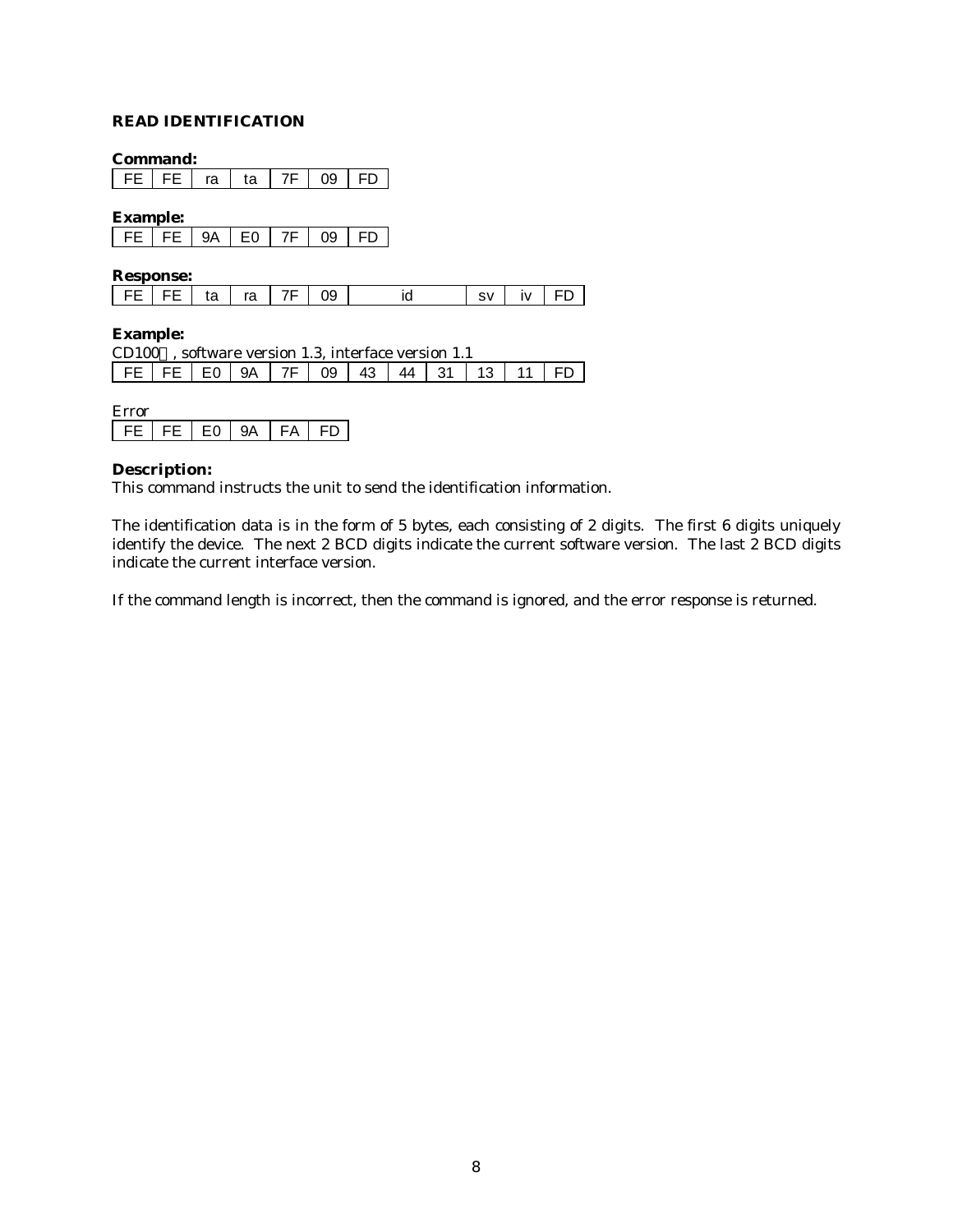### READ IDENTIFICATION

**Command:**

| FE | FE | ra | ta | 7F | 09 | FD |
|---|---|---|---|---|---|---|

**Example:**

| FE | FE | 9A | E0 | 7F | 09 | FD |
|---|---|---|---|---|---|---|

**Response:**

| FE | FE | ta | ra | 7F | 09 | id | sv | iv | FD |
|---|---|---|---|---|---|---|---|---|---|

**Example:**

CD100 , software version 1.3, interface version 1.1

| FE | FE | E0 | 9A | 7F | 09 | 43 | 44 | 31 | 13 | 11 | FD |
|---|---|---|---|---|---|---|---|---|---|---|---|

Error

| FE | FE | E0 | 9A | FA | FD |
|---|---|---|---|---|---|

**Description:**

This command instructs the unit to send the identification information.

The identification data is in the form of 5 bytes, each consisting of 2 digits. The first 6 digits uniquely identify the device. The next 2 BCD digits indicate the current software version. The last 2 BCD digits indicate the current interface version.

If the command length is incorrect, then the command is ignored, and the error response is returned.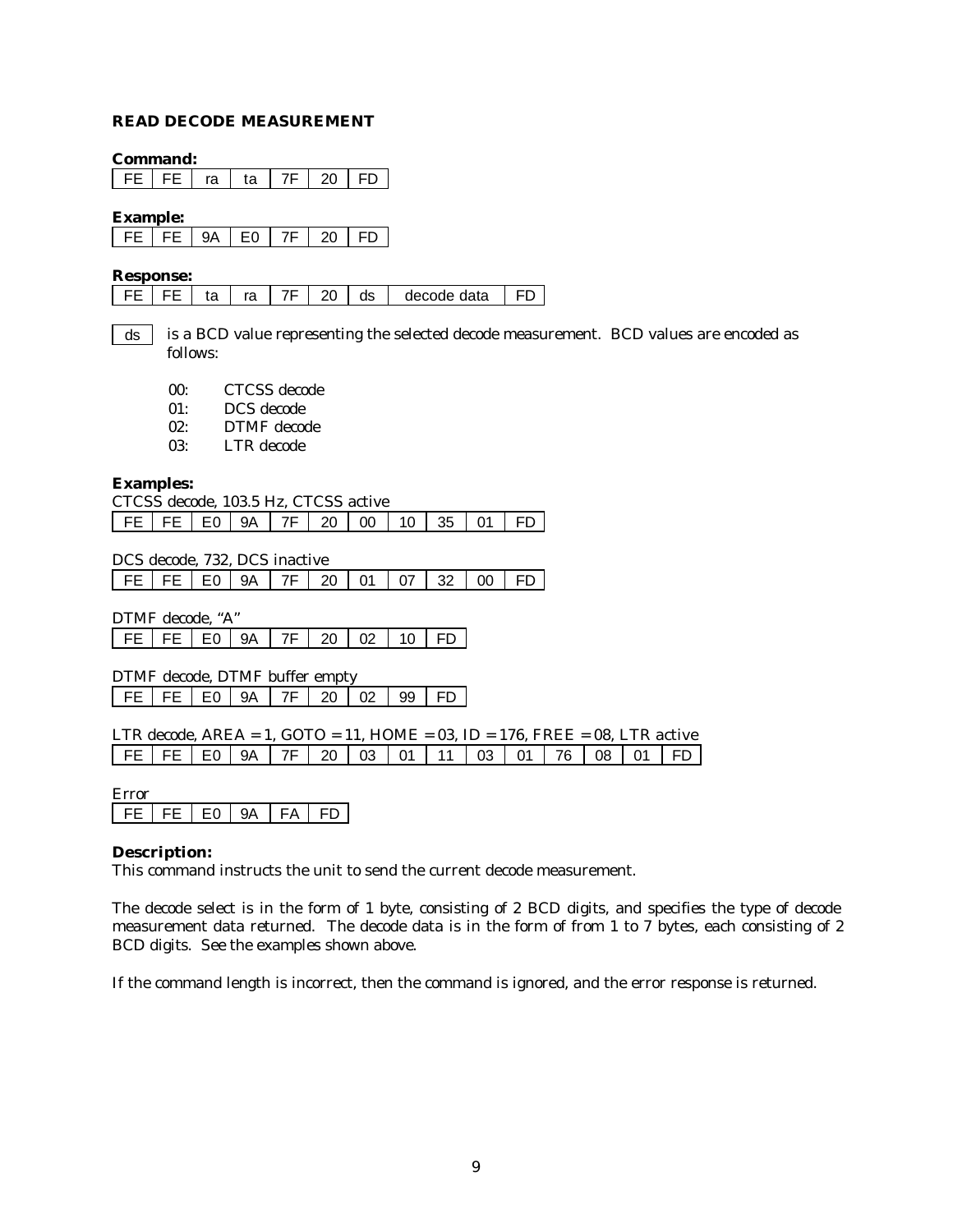### READ DECODE MEASUREMENT

**Command:**

| FE | FE | ra | ta | 7F | 20 | FD |
|---|---|---|---|---|---|---|

**Example:**

| FE | FE | 9A | E0 | 7F | 20 | FD |
|---|---|---|---|---|---|---|

**Response:**

| FE | FE | ta | ra | 7F | 20 | ds | decode data | FD |
|---|---|---|---|---|---|---|---|---|

**ds** is a BCD value representing the selected decode measurement. BCD values are encoded as follows:

- 00: CTCSS decode
- 01: DCS decode
- 02: DTMF decode
- 03: LTR decode

**Examples:**

CTCSS decode, 103.5 Hz, CTCSS active

| FE | FE | E0 | 9A | 7F | 20 | 00 | 10 | 35 | 01 | FD |
|---|---|---|---|---|---|---|---|---|---|---|

DCS decode, 732, DCS inactive

| FE | FE | E0 | 9A | 7F | 20 | 01 | 07 | 32 | 00 | FD |
|---|---|---|---|---|---|---|---|---|---|---|

DTMF decode, "A"

| FE | FE | E0 | 9A | 7F | 20 | 02 | 10 | FD |
|---|---|---|---|---|---|---|---|---|

DTMF decode, DTMF buffer empty

| FE | FE | E0 | 9A | 7F | 20 | 02 | 99 | FD |
|---|---|---|---|---|---|---|---|---|

LTR decode, AREA = 1, GOTO = 11, HOME = 03, ID = 176, FREE = 08, LTR active

| FE | FE | E0 | 9A | 7F | 20 | 03 | 01 | 11 | 03 | 01 | 76 | 08 | 01 | FD |
|---|---|---|---|---|---|---|---|---|---|---|---|---|---|---|

Error

| FE | FE | E0 | 9A | FA | FD |
|---|---|---|---|---|---|

**Description:**

This command instructs the unit to send the current decode measurement.

The decode select is in the form of 1 byte, consisting of 2 BCD digits, and specifies the type of decode measurement data returned. The decode data is in the form of from 1 to 7 bytes, each consisting of 2 BCD digits. See the examples shown above.

If the command length is incorrect, then the command is ignored, and the error response is returned.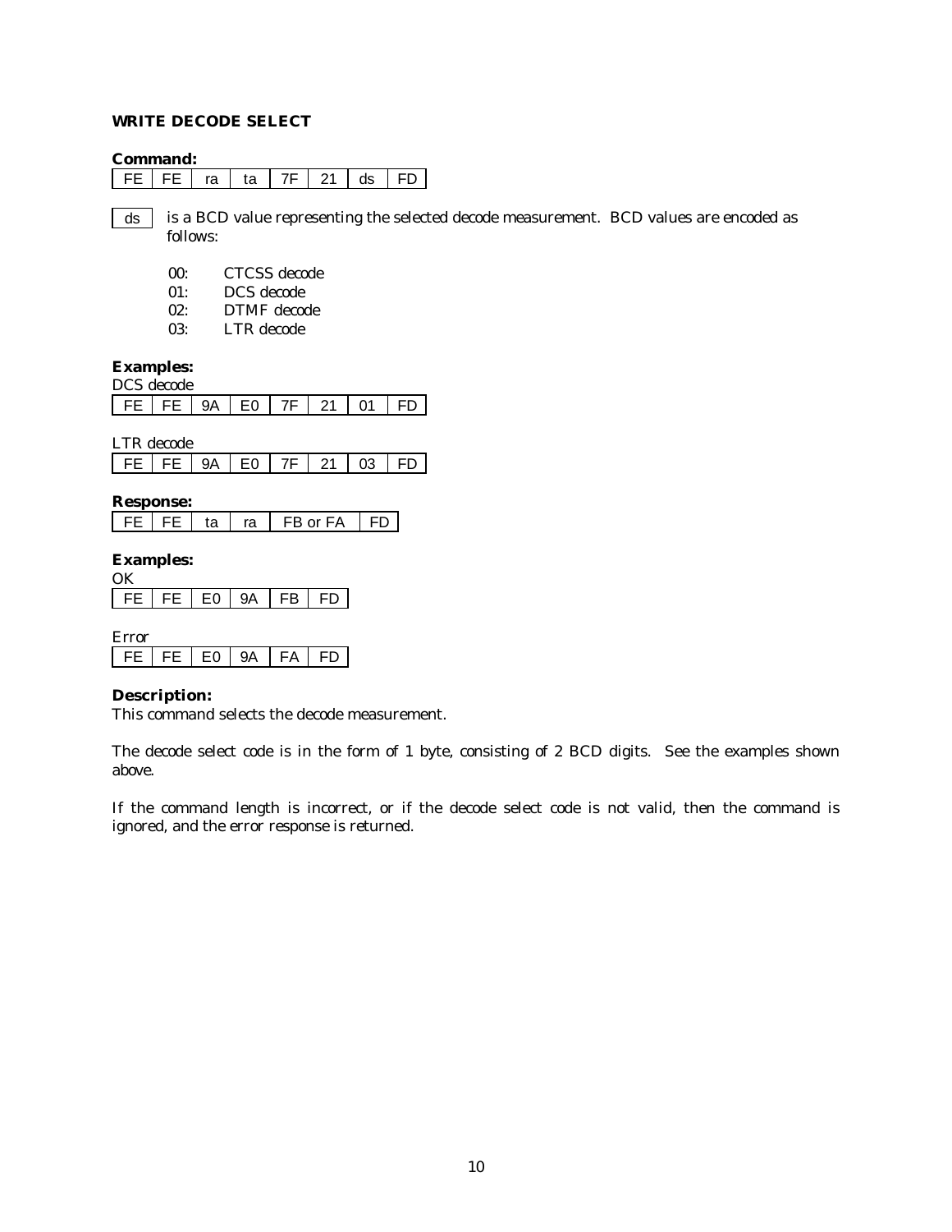### WRITE DECODE SELECT

**Command:**

| FE | FE | ra | ta | 7F | 21 | ds | FD |
|---|---|---|---|---|---|---|---|

| ds |
|---|

is a BCD value representing the selected decode measurement. BCD values are encoded as follows:

- 00: CTCSS decode
- 01: DCS decode
- 02: DTMF decode
- 03: LTR decode

**Examples:**

DCS decode

| FE | FE | 9A | E0 | 7F | 21 | 01 | FD |
|---|---|---|---|---|---|---|---|

LTR decode

| FE | FE | 9A | E0 | 7F | 21 | 03 | FD |
|---|---|---|---|---|---|---|---|

**Response:**

| FE | FE | ta | ra | FB or FA | FD |
|---|---|---|---|---|---|

**Examples:**

OK

| FE | FE | E0 | 9A | FB | FD |
|---|---|---|---|---|---|

Error

| FE | FE | E0 | 9A | FA | FD |
|---|---|---|---|---|---|

**Description:**

This command selects the decode measurement.

The decode select code is in the form of 1 byte, consisting of 2 BCD digits. See the examples shown above.

If the command length is incorrect, or if the decode select code is not valid, then the command is ignored, and the error response is returned.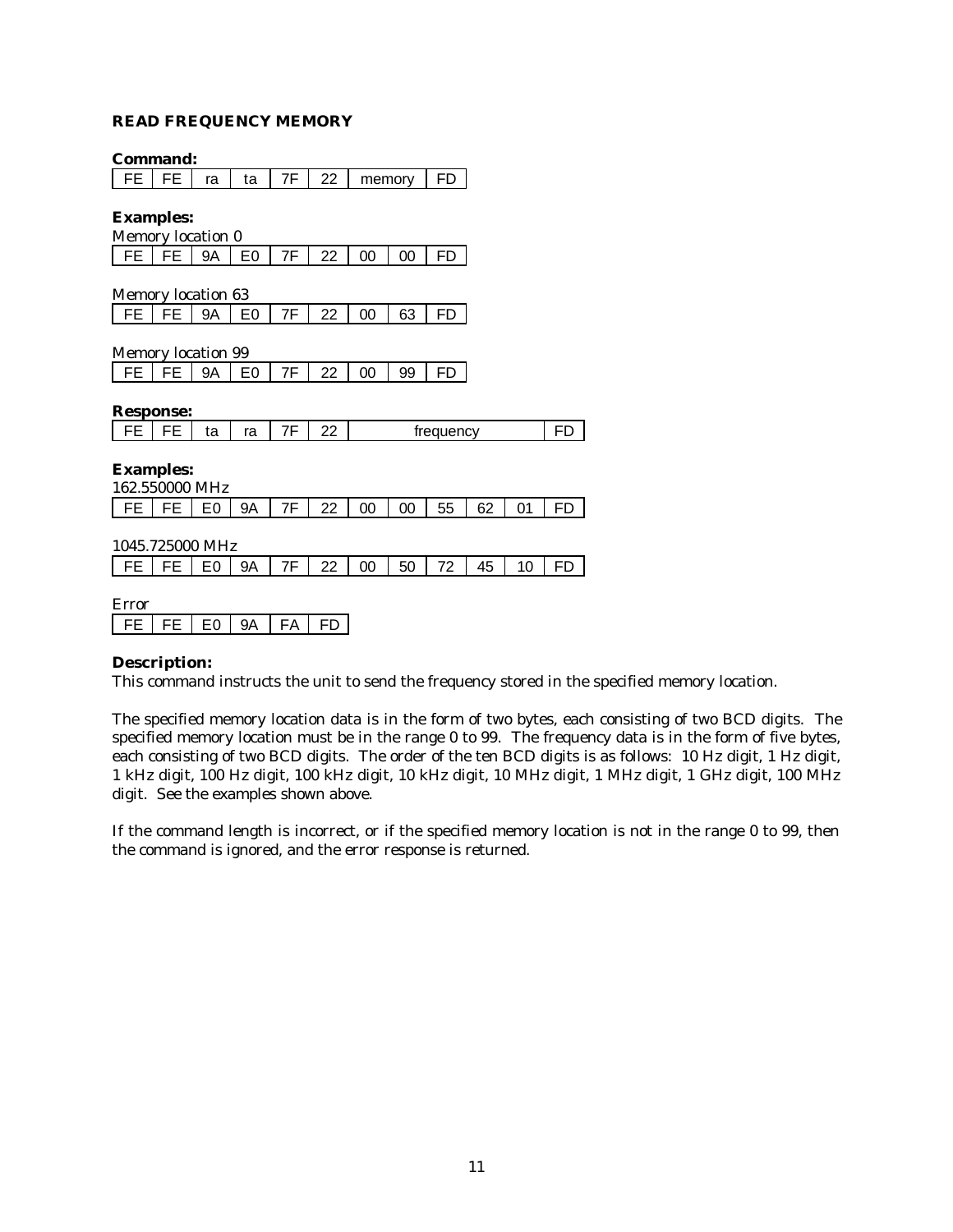## READ FREQUENCY MEMORY

**Command:**

| FE | FE | ra | ta | 7F | 22 | memory | FD |
|---|---|---|---|---|---|---|---|

**Examples:**

Memory location 0

| FE | FE | 9A | E0 | 7F | 22 | 00 | 00 | FD |
|---|---|---|---|---|---|---|---|---|

Memory location 63

| FE | FE | 9A | E0 | 7F | 22 | 00 | 63 | FD |
|---|---|---|---|---|---|---|---|---|

Memory location 99

| FE | FE | 9A | E0 | 7F | 22 | 00 | 99 | FD |
|---|---|---|---|---|---|---|---|---|

**Response:**

| FE | FE | ta | ra | 7F | 22 | frequency | FD |
|---|---|---|---|---|---|---|---|

**Examples:**

162.550000 MHz

| FE | FE | E0 | 9A | 7F | 22 | 00 | 00 | 55 | 62 | 01 | FD |
|---|---|---|---|---|---|---|---|---|---|---|---|

1045.725000 MHz

| FE | FE | E0 | 9A | 7F | 22 | 00 | 50 | 72 | 45 | 10 | FD |
|---|---|---|---|---|---|---|---|---|---|---|---|

Error

| FE | FE | E0 | 9A | FA | FD |
|---|---|---|---|---|---|

**Description:**

This command instructs the unit to send the frequency stored in the specified memory location.

The specified memory location data is in the form of two bytes, each consisting of two BCD digits. The specified memory location must be in the range 0 to 99. The frequency data is in the form of five bytes, each consisting of two BCD digits. The order of the ten BCD digits is as follows: 10 Hz digit, 1 Hz digit, 1 kHz digit, 100 Hz digit, 100 kHz digit, 10 kHz digit, 10 MHz digit, 1 MHz digit, 1 GHz digit, 100 MHz digit. See the examples shown above.

If the command length is incorrect, or if the specified memory location is not in the range 0 to 99, then the command is ignored, and the error response is returned.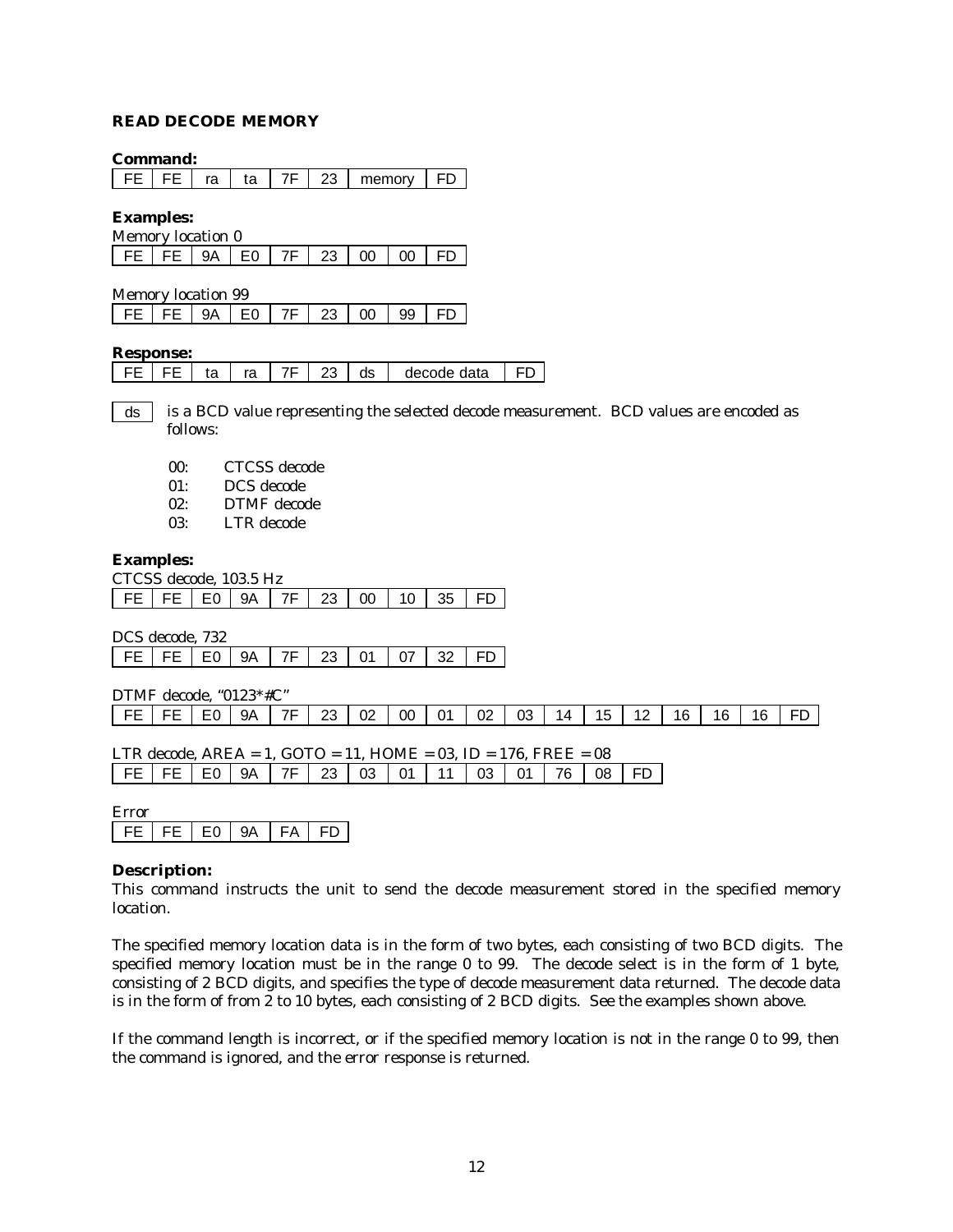### READ DECODE MEMORY

**Command:**

| FE | FE | ra | ta | 7F | 23 | memory | FD |
|---|---|---|---|---|---|---|---|

**Examples:**

Memory location 0

| FE | FE | 9A | E0 | 7F | 23 | 00 | 00 | FD |
|---|---|---|---|---|---|---|---|---|

Memory location 99

| FE | FE | 9A | E0 | 7F | 23 | 00 | 99 | FD |
|---|---|---|---|---|---|---|---|---|

**Response:**

| FE | FE | ta | ra | 7F | 23 | ds | decode data | FD |
|---|---|---|---|---|---|---|---|---|

ds is a BCD value representing the selected decode measurement. BCD values are encoded as follows:

- 00: CTCSS decode
- 01: DCS decode
- 02: DTMF decode
- 03: LTR decode

**Examples:**

CTCSS decode, 103.5 Hz

| FE | FE | E0 | 9A | 7F | 23 | 00 | 10 | 35 | FD |
|---|---|---|---|---|---|---|---|---|---|

DCS decode, 732

| FE | FE | E0 | 9A | 7F | 23 | 01 | 07 | 32 | FD |
|---|---|---|---|---|---|---|---|---|---|

DTMF decode, "0123*#C"

| FE | FE | E0 | 9A | 7F | 23 | 02 | 00 | 01 | 02 | 03 | 14 | 15 | 12 | 16 | 16 | 16 | FD |
|---|---|---|---|---|---|---|---|---|---|---|---|---|---|---|---|---|---|

LTR decode, AREA = 1, GOTO = 11, HOME = 03, ID = 176, FREE = 08

| FE | FE | E0 | 9A | 7F | 23 | 03 | 01 | 11 | 03 | 01 | 76 | 08 | FD |
|---|---|---|---|---|---|---|---|---|---|---|---|---|---|

Error

| FE | FE | E0 | 9A | FA | FD |
|---|---|---|---|---|---|

**Description:**

This command instructs the unit to send the decode measurement stored in the specified memory location.

The specified memory location data is in the form of two bytes, each consisting of two BCD digits. The specified memory location must be in the range 0 to 99. The decode select is in the form of 1 byte, consisting of 2 BCD digits, and specifies the type of decode measurement data returned. The decode data is in the form of from 2 to 10 bytes, each consisting of 2 BCD digits. See the examples shown above.

If the command length is incorrect, or if the specified memory location is not in the range 0 to 99, then the command is ignored, and the error response is returned.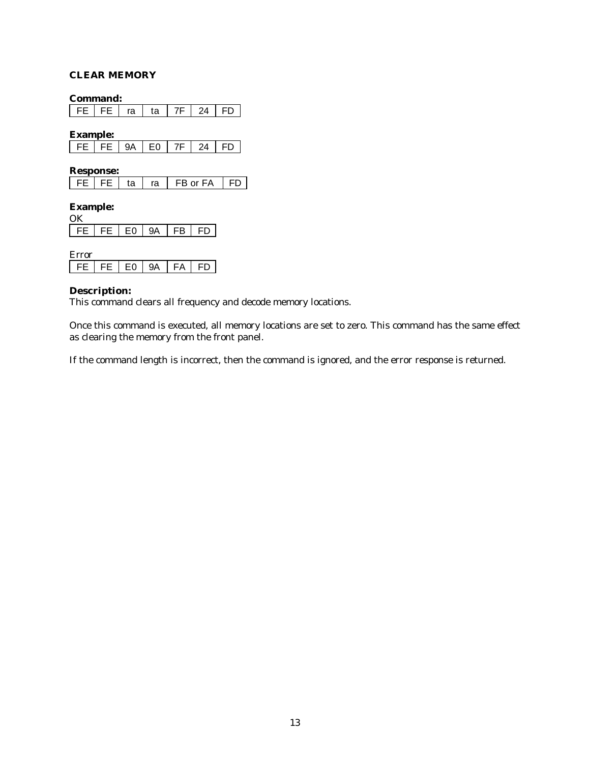## CLEAR MEMORY

**Command:**

| FE | FE | ra | ta | 7F | 24 | FD |
|---|---|---|---|---|---|---|

**Example:**

| FE | FE | 9A | E0 | 7F | 24 | FD |
|---|---|---|---|---|---|---|

**Response:**

| FE | FE | ta | ra | FB or FA | FD |
|---|---|---|---|---|---|

**Example:**

OK

| FE | FE | E0 | 9A | FB | FD |
|---|---|---|---|---|---|

Error

| FE | FE | E0 | 9A | FA | FD |
|---|---|---|---|---|---|

**Description:**
This command clears all frequency and decode memory locations.

Once this command is executed, all memory locations are set to zero. This command has the same effect as clearing the memory from the front panel.

If the command length is incorrect, then the command is ignored, and the error response is returned.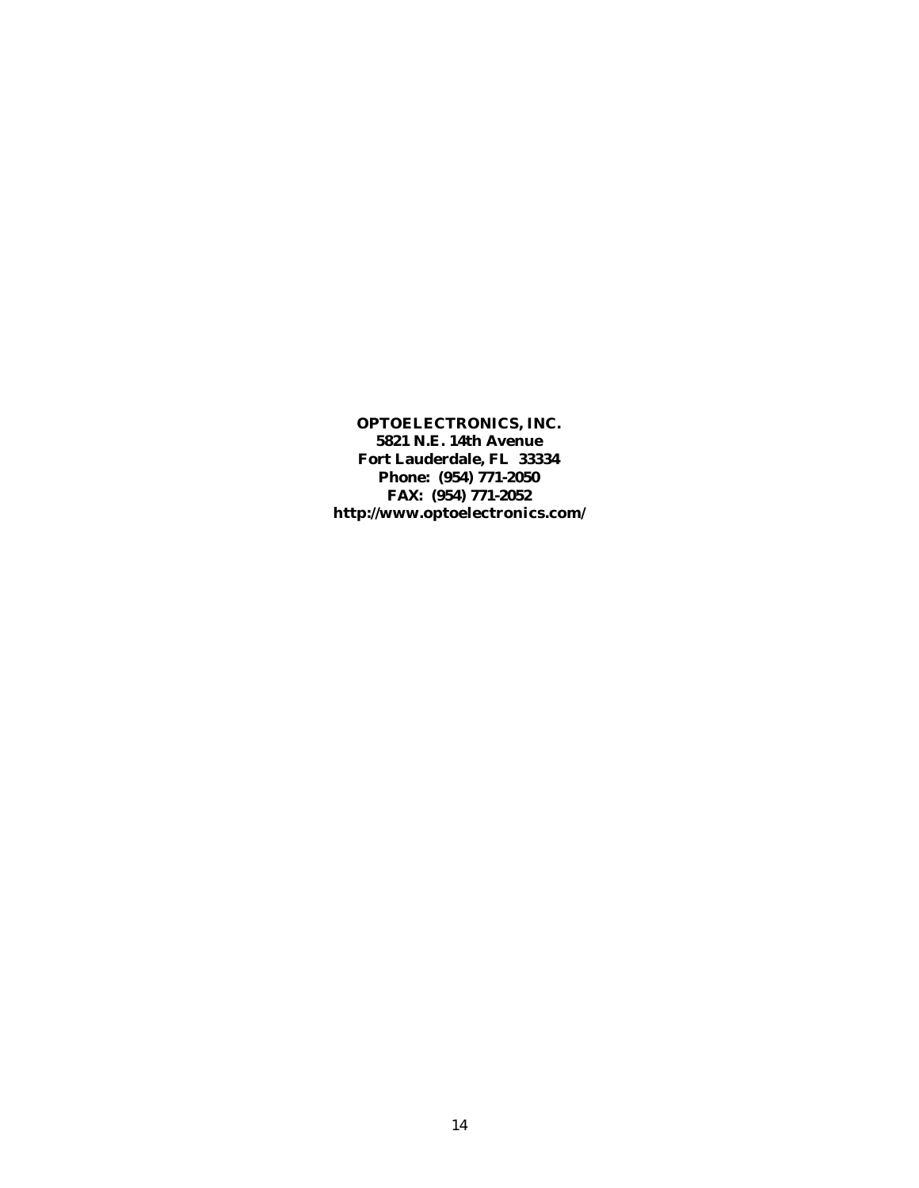**OPTOELECTRONICS, INC.**
**5821 N.E. 14th Avenue**
**Fort Lauderdale, FL  33334**
**Phone:  (954) 771-2050**
**FAX:  (954) 771-2052**
**http://www.optoelectronics.com/**